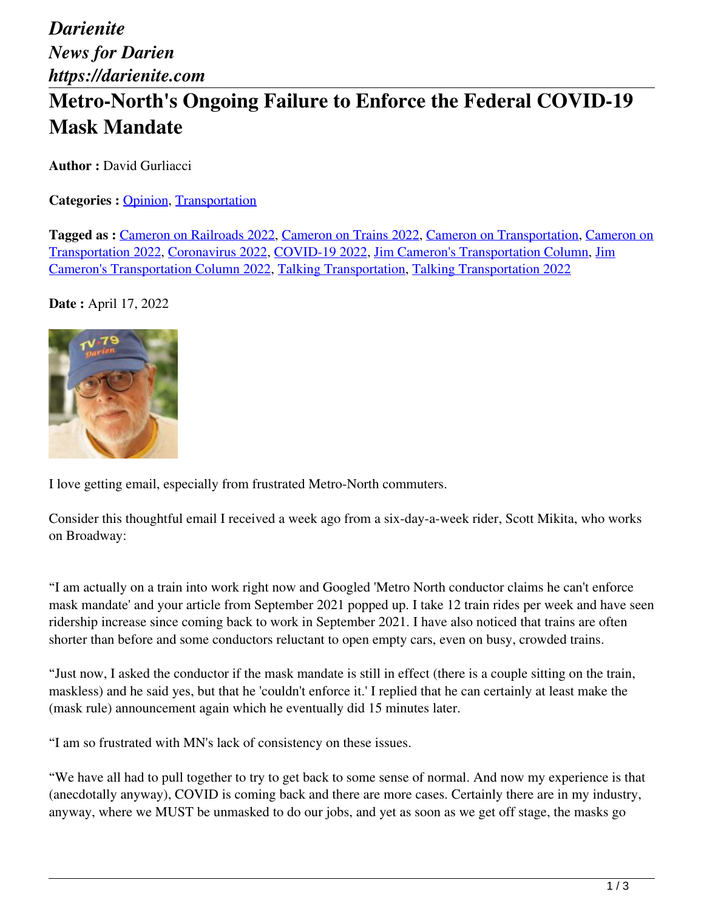*Darienite*
*News for Darien*
*https://darienite.com*

# Metro-North's Ongoing Failure to Enforce the Federal COVID-19 Mask Mandate

**Author :** David Gurliacci

**Categories :** Opinion, Transportation

**Tagged as :** Cameron on Railroads 2022, Cameron on Trains 2022, Cameron on Transportation, Cameron on Transportation 2022, Coronavirus 2022, COVID-19 2022, Jim Cameron's Transportation Column, Jim Cameron's Transportation Column 2022, Talking Transportation, Talking Transportation 2022

**Date :** April 17, 2022

I love getting email, especially from frustrated Metro-North commuters.

Consider this thoughtful email I received a week ago from a six-day-a-week rider, Scott Mikita, who works on Broadway:

"I am actually on a train into work right now and Googled 'Metro North conductor claims he can't enforce mask mandate' and your article from September 2021 popped up. I take 12 train rides per week and have seen ridership increase since coming back to work in September 2021. I have also noticed that trains are often shorter than before and some conductors reluctant to open empty cars, even on busy, crowded trains.

"Just now, I asked the conductor if the mask mandate is still in effect (there is a couple sitting on the train, maskless) and he said yes, but that he 'couldn't enforce it.' I replied that he can certainly at least make the (mask rule) announcement again which he eventually did 15 minutes later.

"I am so frustrated with MN's lack of consistency on these issues.

"We have all had to pull together to try to get back to some sense of normal. And now my experience is that (anecdotally anyway), COVID is coming back and there are more cases. Certainly there are in my industry, anyway, where we MUST be unmasked to do our jobs, and yet as soon as we get off stage, the masks go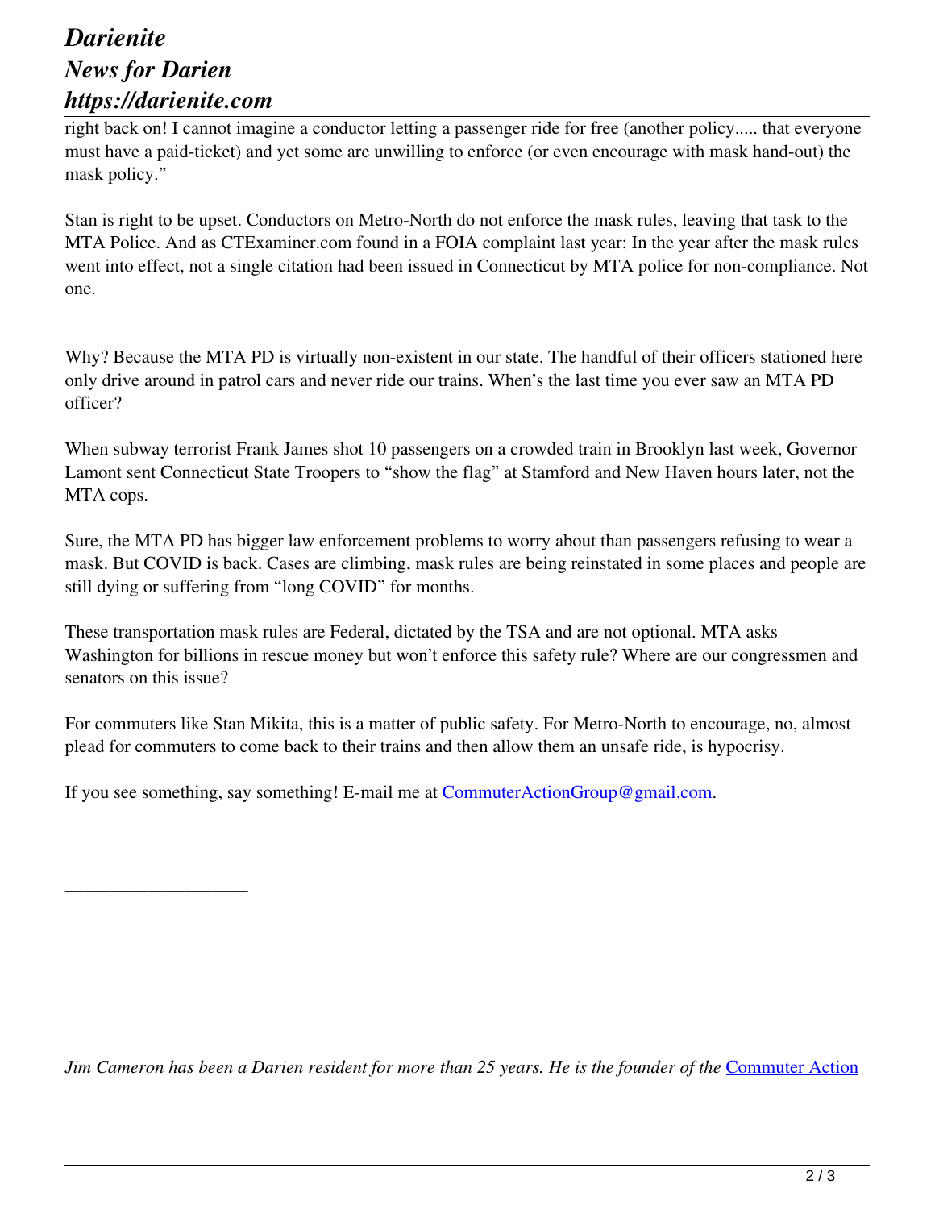right back on! I cannot imagine a conductor letting a passenger ride for free (another policy..... that everyone must have a paid-ticket) and yet some are unwilling to enforce (or even encourage with mask hand-out) the mask policy."

Stan is right to be upset. Conductors on Metro-North do not enforce the mask rules, leaving that task to the MTA Police. And as CTExaminer.com found in a FOIA complaint last year: In the year after the mask rules went into effect, not a single citation had been issued in Connecticut by MTA police for non-compliance. Not one.

Why? Because the MTA PD is virtually non-existent in our state. The handful of their officers stationed here only drive around in patrol cars and never ride our trains. When's the last time you ever saw an MTA PD officer?

When subway terrorist Frank James shot 10 passengers on a crowded train in Brooklyn last week, Governor Lamont sent Connecticut State Troopers to "show the flag" at Stamford and New Haven hours later, not the MTA cops.

Sure, the MTA PD has bigger law enforcement problems to worry about than passengers refusing to wear a mask. But COVID is back. Cases are climbing, mask rules are being reinstated in some places and people are still dying or suffering from "long COVID" for months.

These transportation mask rules are Federal, dictated by the TSA and are not optional. MTA asks Washington for billions in rescue money but won't enforce this safety rule? Where are our congressmen and senators on this issue?

For commuters like Stan Mikita, this is a matter of public safety. For Metro-North to encourage, no, almost plead for commuters to come back to their trains and then allow them an unsafe ride, is hypocrisy.

If you see something, say something! E-mail me at [CommuterActionGroup@gmail.com](mailto:CommuterActionGroup@gmail.com).

---

*Jim Cameron has been a Darien resident for more than 25 years. He is the founder of the* [Commuter Action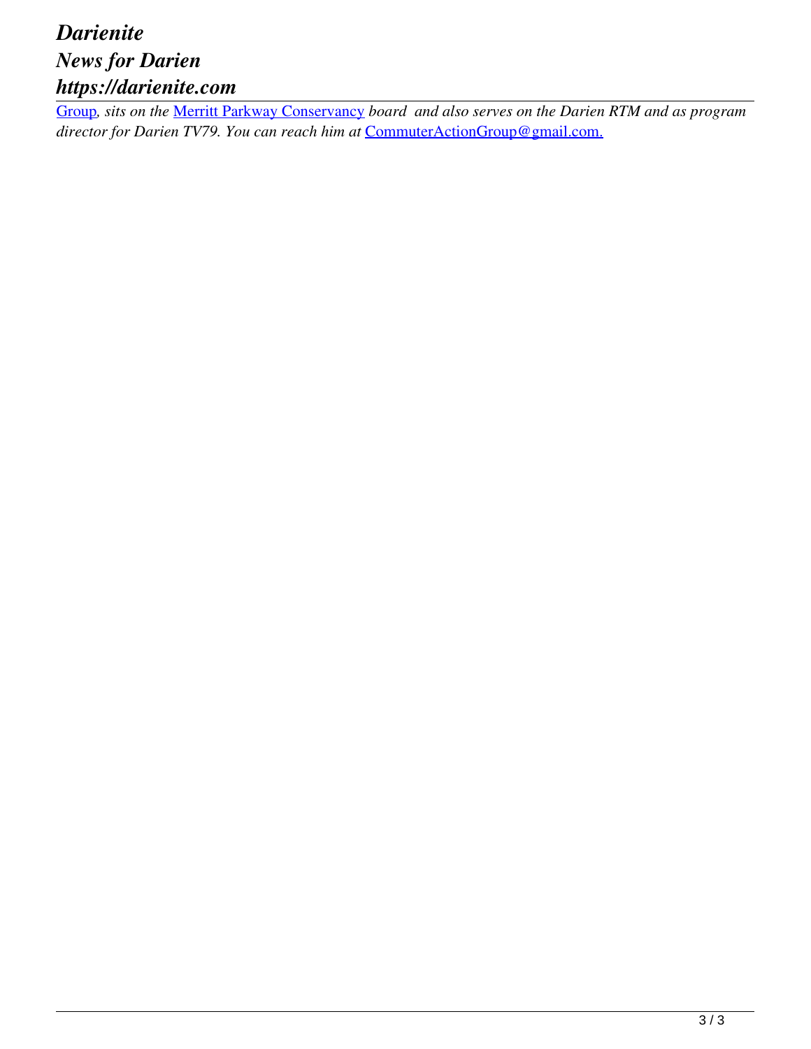*Group, sits on the Merritt Parkway Conservancy board and also serves on the Darien RTM and as program director for Darien TV79. You can reach him at CommuterActionGroup@gmail.com.*